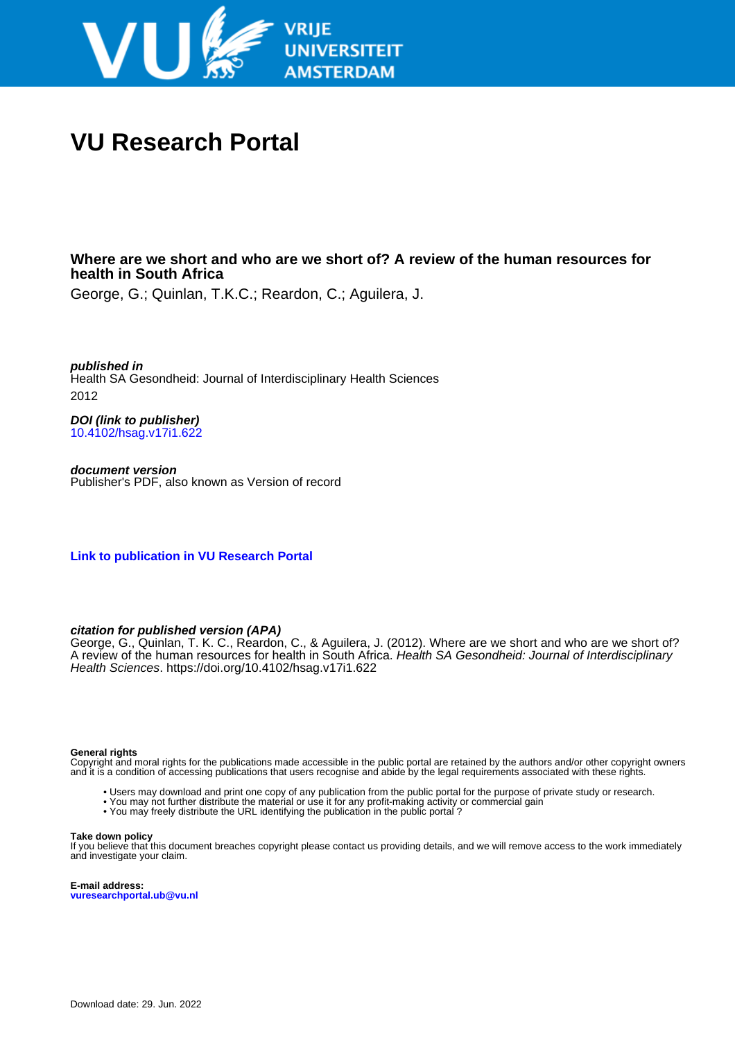# VU Research Portal

**Where are we short and who are we short of? A review of the human resources for health in South Africa**

George, G.; Quinlan, T.K.C.; Reardon, C.; Aguilera, J.

***published in***
Health SA Gesondheid: Journal of Interdisciplinary Health Sciences
2012

***DOI (link to publisher)***
10.4102/hsag.v17i1.622

***document version***
Publisher's PDF, also known as Version of record

**Link to publication in VU Research Portal**

***citation for published version (APA)***
George, G., Quinlan, T. K. C., Reardon, C., & Aguilera, J. (2012). Where are we short and who are we short of? A review of the human resources for health in South Africa. *Health SA Gesondheid: Journal of Interdisciplinary Health Sciences*. https://doi.org/10.4102/hsag.v17i1.622

**General rights**
Copyright and moral rights for the publications made accessible in the public portal are retained by the authors and/or other copyright owners and it is a condition of accessing publications that users recognise and abide by the legal requirements associated with these rights.

- Users may download and print one copy of any publication from the public portal for the purpose of private study or research.
- You may not further distribute the material or use it for any profit-making activity or commercial gain
- You may freely distribute the URL identifying the publication in the public portal ?

**Take down policy**
If you believe that this document breaches copyright please contact us providing details, and we will remove access to the work immediately and investigate your claim.

**E-mail address:**
**vuresearchportal.ub@vu.nl**

Download date: 29. Jun. 2022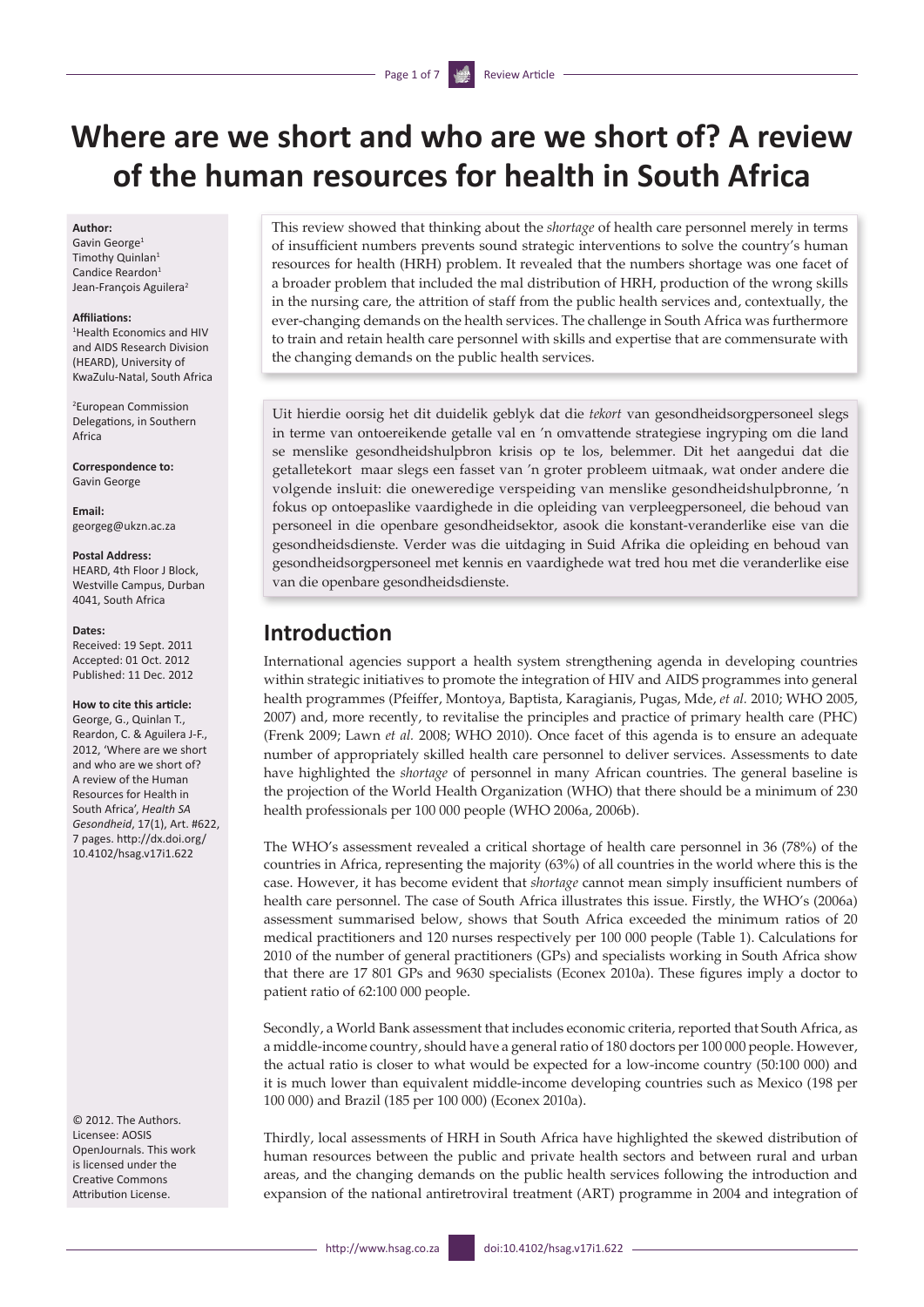# Where are we short and who are we short of? A review of the human resources for health in South Africa

**Author:**
Gavin George[1]
Timothy Quinlan[1]
Candice Reardon[1]
Jean-François Aguilera[2]

**Affiliations:**
[1]Health Economics and HIV and AIDS Research Division (HEARD), University of KwaZulu-Natal, South Africa

[2]European Commission Delegations, in Southern Africa

**Correspondence to:**
Gavin George

**Email:**
georgeg@ukzn.ac.za

**Postal Address:**
HEARD, 4th Floor J Block, Westville Campus, Durban 4041, South Africa

**Dates:**
Received: 19 Sept. 2011
Accepted: 01 Oct. 2012
Published: 11 Dec. 2012

**How to cite this article:**
George, G., Quinlan T., Reardon, C. & Aguilera J-F., 2012, 'Where are we short and who are we short of? A review of the Human Resources for Health in South Africa', *Health SA Gesondheid*, 17(1), Art. #622, 7 pages. http://dx.doi.org/10.4102/hsag.v17i1.622

© 2012. The Authors. Licensee: AOSIS OpenJournals. This work is licensed under the Creative Commons Attribution License.

This review showed that thinking about the *shortage* of health care personnel merely in terms of insufficient numbers prevents sound strategic interventions to solve the country's human resources for health (HRH) problem. It revealed that the numbers shortage was one facet of a broader problem that included the mal distribution of HRH, production of the wrong skills in the nursing care, the attrition of staff from the public health services and, contextually, the ever-changing demands on the health services. The challenge in South Africa was furthermore to train and retain health care personnel with skills and expertise that are commensurate with the changing demands on the public health services.

Uit hierdie oorsig het dit duidelik geblyk dat die *tekort* van gesondheidsorgpersoneel slegs in terme van ontoereikende getalle val en 'n omvattende strategiese ingryping om die land se menslike gesondheidshulpbron krisis op te los, belemmer. Dit het aangedui dat die getalletekort maar slegs een fasset van 'n groter probleem uitmaak, wat onder andere die volgende insluit: die oneweredige verspeiding van menslike gesondheidshulpbronne, 'n fokus op ontoepaslike vaardighede in die opleiding van verpleegpersoneel, die behoud van personeel in die openbare gesondheidsektor, asook die konstant-veranderlike eise van die gesondheidsdienste. Verder was die uitdaging in Suid Afrika die opleiding en behoud van gesondheidsorgpersoneel met kennis en vaardighede wat tred hou met die veranderlike eise van die openbare gesondheidsdienste.

## Introduction

International agencies support a health system strengthening agenda in developing countries within strategic initiatives to promote the integration of HIV and AIDS programmes into general health programmes (Pfeiffer, Montoya, Baptista, Karagianis, Pugas, Mde, *et al.* 2010; WHO 2005, 2007) and, more recently, to revitalise the principles and practice of primary health care (PHC) (Frenk 2009; Lawn *et al.* 2008; WHO 2010). Once facet of this agenda is to ensure an adequate number of appropriately skilled health care personnel to deliver services. Assessments to date have highlighted the *shortage* of personnel in many African countries. The general baseline is the projection of the World Health Organization (WHO) that there should be a minimum of 230 health professionals per 100 000 people (WHO 2006a, 2006b).

The WHO's assessment revealed a critical shortage of health care personnel in 36 (78%) of the countries in Africa, representing the majority (63%) of all countries in the world where this is the case. However, it has become evident that *shortage* cannot mean simply insufficient numbers of health care personnel. The case of South Africa illustrates this issue. Firstly, the WHO's (2006a) assessment summarised below, shows that South Africa exceeded the minimum ratios of 20 medical practitioners and 120 nurses respectively per 100 000 people (Table 1). Calculations for 2010 of the number of general practitioners (GPs) and specialists working in South Africa show that there are 17 801 GPs and 9630 specialists (Econex 2010a). These figures imply a doctor to patient ratio of 62:100 000 people.

Secondly, a World Bank assessment that includes economic criteria, reported that South Africa, as a middle-income country, should have a general ratio of 180 doctors per 100 000 people. However, the actual ratio is closer to what would be expected for a low-income country (50:100 000) and it is much lower than equivalent middle-income developing countries such as Mexico (198 per 100 000) and Brazil (185 per 100 000) (Econex 2010a).

Thirdly, local assessments of HRH in South Africa have highlighted the skewed distribution of human resources between the public and private health sectors and between rural and urban areas, and the changing demands on the public health services following the introduction and expansion of the national antiretroviral treatment (ART) programme in 2004 and integration of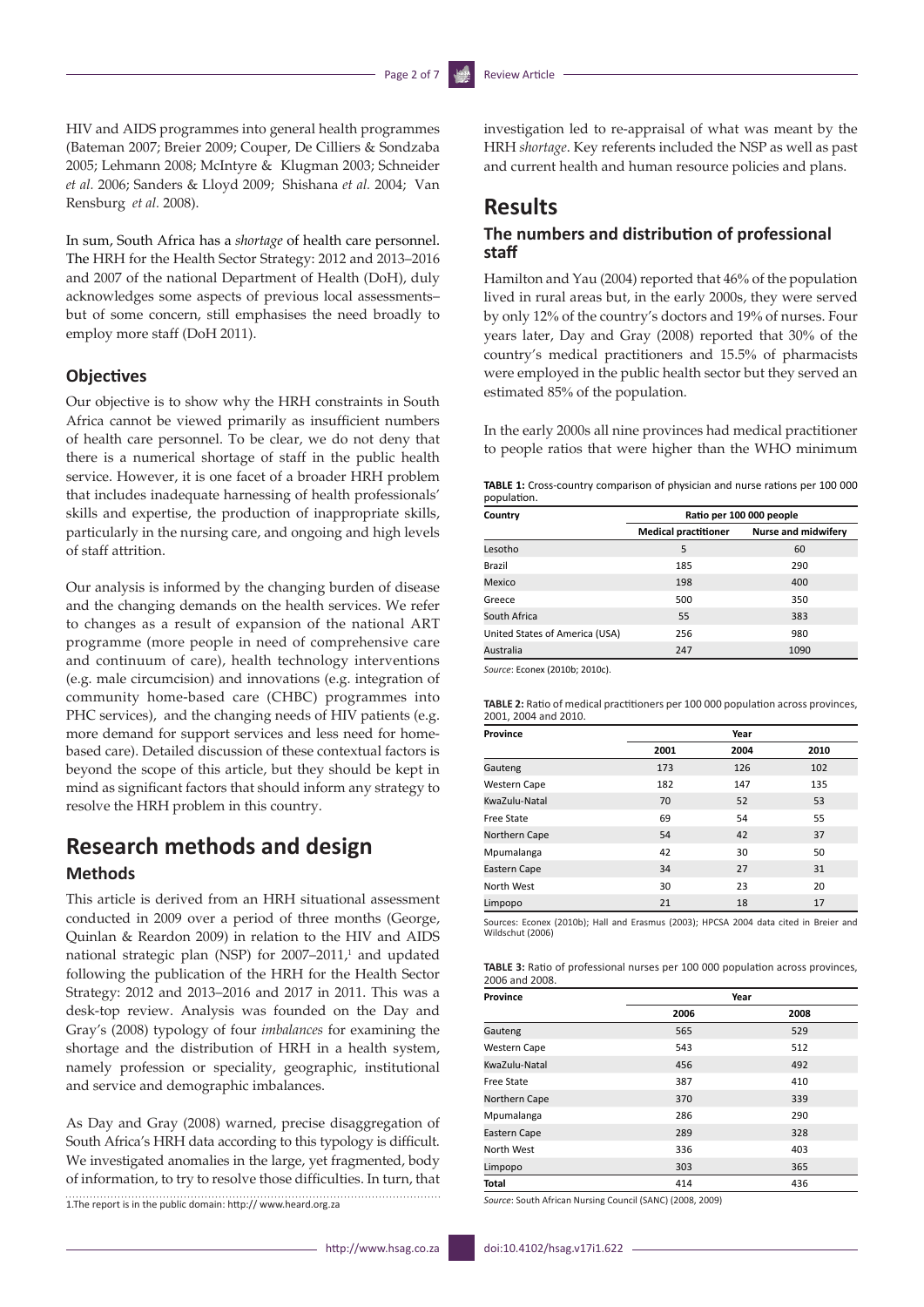HIV and AIDS programmes into general health programmes (Bateman 2007; Breier 2009; Couper, De Cilliers & Sondzaba 2005; Lehmann 2008; McIntyre & Klugman 2003; Schneider *et al.* 2006; Sanders & Lloyd 2009; Shishana *et al.* 2004; Van Rensburg *et al.* 2008).

In sum, South Africa has a *shortage* of health care personnel. The HRH for the Health Sector Strategy: 2012 and 2013–2016 and 2007 of the national Department of Health (DoH), duly acknowledges some aspects of previous local assessments– but of some concern, still emphasises the need broadly to employ more staff (DoH 2011).

### Objectives

Our objective is to show why the HRH constraints in South Africa cannot be viewed primarily as insufficient numbers of health care personnel. To be clear, we do not deny that there is a numerical shortage of staff in the public health service. However, it is one facet of a broader HRH problem that includes inadequate harnessing of health professionals' skills and expertise, the production of inappropriate skills, particularly in the nursing care, and ongoing and high levels of staff attrition.

Our analysis is informed by the changing burden of disease and the changing demands on the health services. We refer to changes as a result of expansion of the national ART programme (more people in need of comprehensive care and continuum of care), health technology interventions (e.g. male circumcision) and innovations (e.g. integration of community home-based care (CHBC) programmes into PHC services), and the changing needs of HIV patients (e.g. more demand for support services and less need for home-based care). Detailed discussion of these contextual factors is beyond the scope of this article, but they should be kept in mind as significant factors that should inform any strategy to resolve the HRH problem in this country.

## Research methods and design

### Methods

This article is derived from an HRH situational assessment conducted in 2009 over a period of three months (George, Quinlan & Reardon 2009) in relation to the HIV and AIDS national strategic plan (NSP) for 2007–2011,[1] and updated following the publication of the HRH for the Health Sector Strategy: 2012 and 2013–2016 and 2017 in 2011. This was a desk-top review. Analysis was founded on the Day and Gray's (2008) typology of four *imbalances* for examining the shortage and the distribution of HRH in a health system, namely profession or speciality, geographic, institutional and service and demographic imbalances.

As Day and Gray (2008) warned, precise disaggregation of South Africa's HRH data according to this typology is difficult. We investigated anomalies in the large, yet fragmented, body of information, to try to resolve those difficulties. In turn, that investigation led to re-appraisal of what was meant by the HRH *shortage*. Key referents included the NSP as well as past and current health and human resource policies and plans.

1.The report is in the public domain: http:// www.heard.org.za

## Results

### The numbers and distribution of professional staff

Hamilton and Yau (2004) reported that 46% of the population lived in rural areas but, in the early 2000s, they were served by only 12% of the country's doctors and 19% of nurses. Four years later, Day and Gray (2008) reported that 30% of the country's medical practitioners and 15.5% of pharmacists were employed in the public health sector but they served an estimated 85% of the population.

In the early 2000s all nine provinces had medical practitioner to people ratios that were higher than the WHO minimum

**TABLE 1:** Cross-country comparison of physician and nurse rations per 100 000 population.

| Country | Ratio per 100 000 people | |
|---|---|---|
| | Medical practitioner | Nurse and midwifery |
| Lesotho | 5 | 60 |
| Brazil | 185 | 290 |
| Mexico | 198 | 400 |
| Greece | 500 | 350 |
| South Africa | 55 | 383 |
| United States of America (USA) | 256 | 980 |
| Australia | 247 | 1090 |

*Source*: Econex (2010b; 2010c).

**TABLE 2:** Ratio of medical practitioners per 100 000 population across provinces, 2001, 2004 and 2010.

| Province | Year | | |
|---|---|---|---|
| | 2001 | 2004 | 2010 |
| Gauteng | 173 | 126 | 102 |
| Western Cape | 182 | 147 | 135 |
| KwaZulu-Natal | 70 | 52 | 53 |
| Free State | 69 | 54 | 55 |
| Northern Cape | 54 | 42 | 37 |
| Mpumalanga | 42 | 30 | 50 |
| Eastern Cape | 34 | 27 | 31 |
| North West | 30 | 23 | 20 |
| Limpopo | 21 | 18 | 17 |

Sources: Econex (2010b); Hall and Erasmus (2003); HPCSA 2004 data cited in Breier and Wildschut (2006)

**TABLE 3:** Ratio of professional nurses per 100 000 population across provinces, 2006 and 2008.

| Province | Year | |
|---|---|---|
| | 2006 | 2008 |
| Gauteng | 565 | 529 |
| Western Cape | 543 | 512 |
| KwaZulu-Natal | 456 | 492 |
| Free State | 387 | 410 |
| Northern Cape | 370 | 339 |
| Mpumalanga | 286 | 290 |
| Eastern Cape | 289 | 328 |
| North West | 336 | 403 |
| Limpopo | 303 | 365 |
| **Total** | 414 | 436 |

*Source*: South African Nursing Council (SANC) (2008, 2009)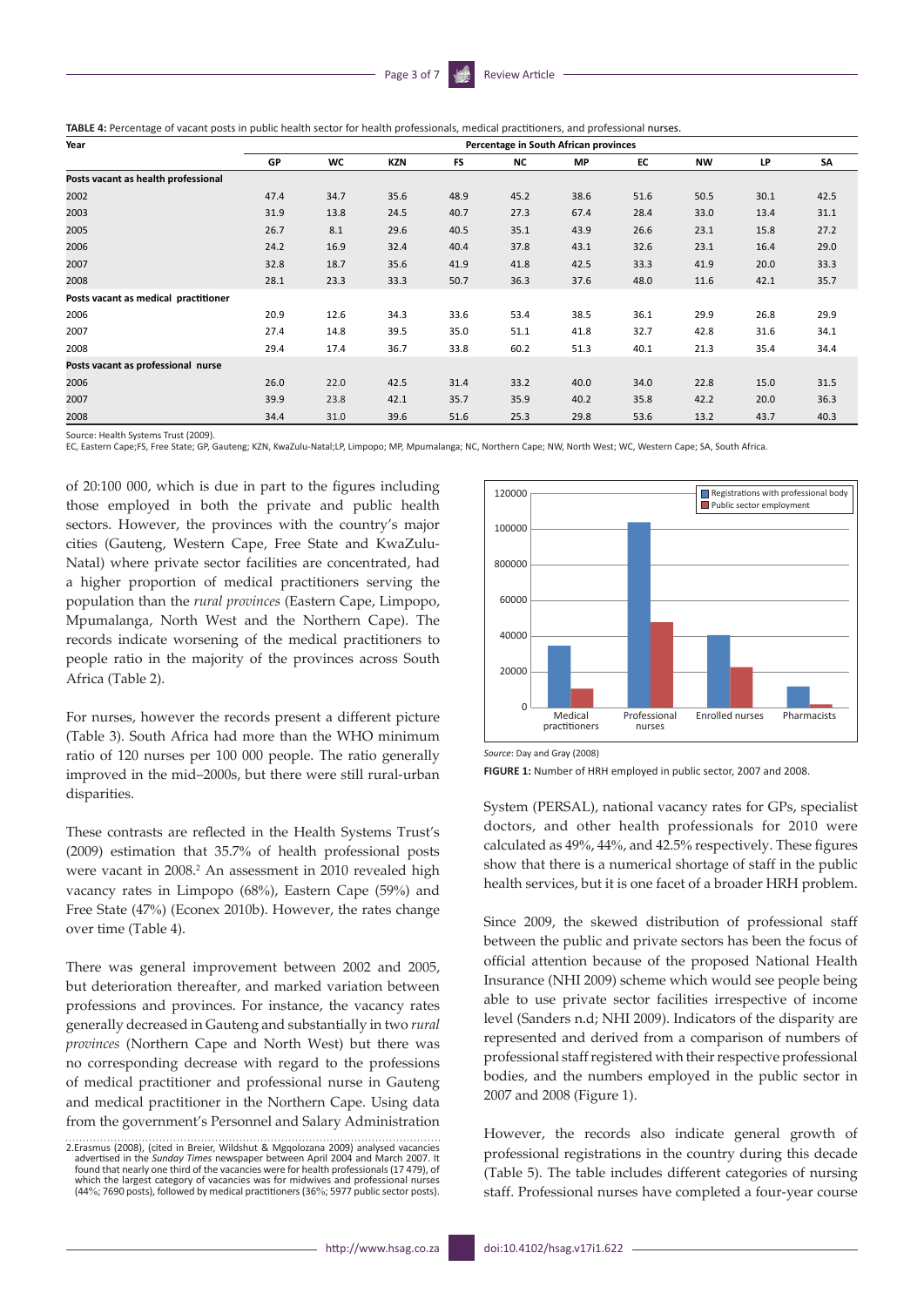**TABLE 4:** Percentage of vacant posts in public health sector for health professionals, medical practitioners, and professional nurses.

| Year | Percentage in South African provinces | | | | | | | | | |
|---|---|---|---|---|---|---|---|---|---|---|
| | GP | WC | KZN | FS | NC | MP | EC | NW | LP | SA |
| **Posts vacant as health professional** | | | | | | | | | | |
| 2002 | 47.4 | 34.7 | 35.6 | 48.9 | 45.2 | 38.6 | 51.6 | 50.5 | 30.1 | 42.5 |
| 2003 | 31.9 | 13.8 | 24.5 | 40.7 | 27.3 | 67.4 | 28.4 | 33.0 | 13.4 | 31.1 |
| 2005 | 26.7 | 8.1 | 29.6 | 40.5 | 35.1 | 43.9 | 26.6 | 23.1 | 15.8 | 27.2 |
| 2006 | 24.2 | 16.9 | 32.4 | 40.4 | 37.8 | 43.1 | 32.6 | 23.1 | 16.4 | 29.0 |
| 2007 | 32.8 | 18.7 | 35.6 | 41.9 | 41.8 | 42.5 | 33.3 | 41.9 | 20.0 | 33.3 |
| 2008 | 28.1 | 23.3 | 33.3 | 50.7 | 36.3 | 37.6 | 48.0 | 11.6 | 42.1 | 35.7 |
| **Posts vacant as medical practitioner** | | | | | | | | | | |
| 2006 | 20.9 | 12.6 | 34.3 | 33.6 | 53.4 | 38.5 | 36.1 | 29.9 | 26.8 | 29.9 |
| 2007 | 27.4 | 14.8 | 39.5 | 35.0 | 51.1 | 41.8 | 32.7 | 42.8 | 31.6 | 34.1 |
| 2008 | 29.4 | 17.4 | 36.7 | 33.8 | 60.2 | 51.3 | 40.1 | 21.3 | 35.4 | 34.4 |
| **Posts vacant as professional nurse** | | | | | | | | | | |
| 2006 | 26.0 | 22.0 | 42.5 | 31.4 | 33.2 | 40.0 | 34.0 | 22.8 | 15.0 | 31.5 |
| 2007 | 39.9 | 23.8 | 42.1 | 35.7 | 35.9 | 40.2 | 35.8 | 42.2 | 20.0 | 36.3 |
| 2008 | 34.4 | 31.0 | 39.6 | 51.6 | 25.3 | 29.8 | 53.6 | 13.2 | 43.7 | 40.3 |

Source: Health Systems Trust (2009).
EC, Eastern Cape;FS, Free State; GP, Gauteng; KZN, KwaZulu-Natal;LP, Limpopo; MP, Mpumalanga; NC, Northern Cape; NW, North West; WC, Western Cape; SA, South Africa.

of 20:100 000, which is due in part to the figures including those employed in both the private and public health sectors. However, the provinces with the country's major cities (Gauteng, Western Cape, Free State and KwaZulu-Natal) where private sector facilities are concentrated, had a higher proportion of medical practitioners serving the population than the *rural provinces* (Eastern Cape, Limpopo, Mpumalanga, North West and the Northern Cape). The records indicate worsening of the medical practitioners to people ratio in the majority of the provinces across South Africa (Table 2).

For nurses, however the records present a different picture (Table 3). South Africa had more than the WHO minimum ratio of 120 nurses per 100 000 people. The ratio generally improved in the mid–2000s, but there were still rural-urban disparities.

These contrasts are reflected in the Health Systems Trust's (2009) estimation that 35.7% of health professional posts were vacant in 2008.[2] An assessment in 2010 revealed high vacancy rates in Limpopo (68%), Eastern Cape (59%) and Free State (47%) (Econex 2010b). However, the rates change over time (Table 4).

There was general improvement between 2002 and 2005, but deterioration thereafter, and marked variation between professions and provinces. For instance, the vacancy rates generally decreased in Gauteng and substantially in two *rural provinces* (Northern Cape and North West) but there was no corresponding decrease with regard to the professions of medical practitioner and professional nurse in Gauteng and medical practitioner in the Northern Cape. Using data from the government's Personnel and Salary Administration System (PERSAL), national vacancy rates for GPs, specialist doctors, and other health professionals for 2010 were calculated as 49%, 44%, and 42.5% respectively. These figures show that there is a numerical shortage of staff in the public health services, but it is one facet of a broader HRH problem.

Since 2009, the skewed distribution of professional staff between the public and private sectors has been the focus of official attention because of the proposed National Health Insurance (NHI 2009) scheme which would see people being able to use private sector facilities irrespective of income level (Sanders n.d; NHI 2009). Indicators of the disparity are represented and derived from a comparison of numbers of professional staff registered with their respective professional bodies, and the numbers employed in the public sector in 2007 and 2008 (Figure 1).

*Source:* Day and Gray (2008)

**FIGURE 1:** Number of HRH employed in public sector, 2007 and 2008.

However, the records also indicate general growth of professional registrations in the country during this decade (Table 5). The table includes different categories of nursing staff. Professional nurses have completed a four-year course

2.Erasmus (2008), (cited in Breier, Wildshut & Mgqolozana 2009) analysed vacancies advertised in the *Sunday Times* newspaper between April 2004 and March 2007. It found that nearly one third of the vacancies were for health professionals (17 479), of which the largest category of vacancies was for midwives and professional nurses (44%; 7690 posts), followed by medical practitioners (36%; 5977 public sector posts).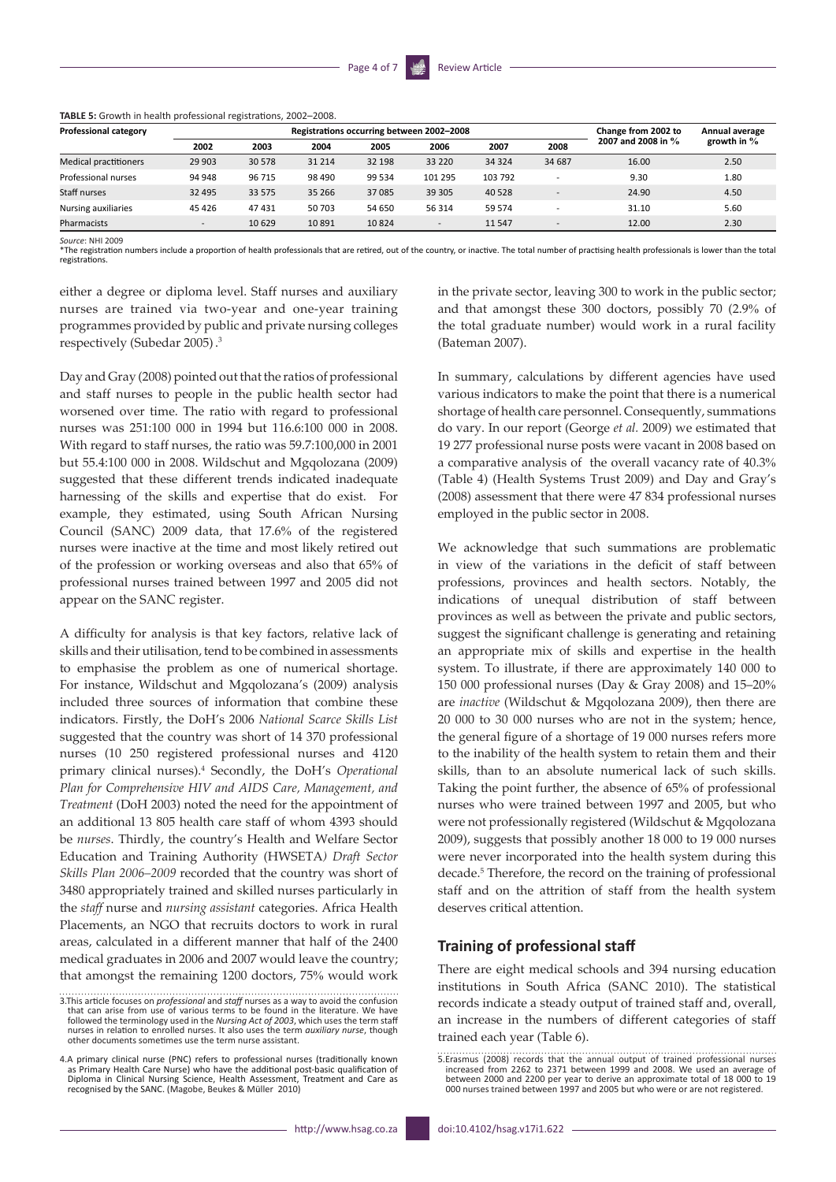**TABLE 5:** Growth in health professional registrations, 2002–2008.

| Professional category | Registrations occurring between 2002–2008 | | | | | | | Change from 2002 to 2007 and 2008 in % | Annual average growth in % |
|---|---|---|---|---|---|---|---|---|---|
| | 2002 | 2003 | 2004 | 2005 | 2006 | 2007 | 2008 | | |
| Medical practitioners | 29 903 | 30 578 | 31 214 | 32 198 | 33 220 | 34 324 | 34 687 | 16.00 | 2.50 |
| Professional nurses | 94 948 | 96 715 | 98 490 | 99 534 | 101 295 | 103 792 | - | 9.30 | 1.80 |
| Staff nurses | 32 495 | 33 575 | 35 266 | 37 085 | 39 305 | 40 528 | - | 24.90 | 4.50 |
| Nursing auxiliaries | 45 426 | 47 431 | 50 703 | 54 650 | 56 314 | 59 574 | - | 31.10 | 5.60 |
| Pharmacists | - | 10 629 | 10 891 | 10 824 | - | 11 547 | - | 12.00 | 2.30 |

*Source*: NHI 2009

*The registration numbers include a proportion of health professionals that are retired, out of the country, or inactive. The total number of practising health professionals is lower than the total registrations.

either a degree or diploma level. Staff nurses and auxiliary nurses are trained via two-year and one-year training programmes provided by public and private nursing colleges respectively (Subedar 2005).[3]

Day and Gray (2008) pointed out that the ratios of professional and staff nurses to people in the public health sector had worsened over time. The ratio with regard to professional nurses was 251:100 000 in 1994 but 116.6:100 000 in 2008. With regard to staff nurses, the ratio was 59.7:100,000 in 2001 but 55.4:100 000 in 2008. Wildschut and Mgqolozana (2009) suggested that these different trends indicated inadequate harnessing of the skills and expertise that do exist. For example, they estimated, using South African Nursing Council (SANC) 2009 data, that 17.6% of the registered nurses were inactive at the time and most likely retired out of the profession or working overseas and also that 65% of professional nurses trained between 1997 and 2005 did not appear on the SANC register.

A difficulty for analysis is that key factors, relative lack of skills and their utilisation, tend to be combined in assessments to emphasise the problem as one of numerical shortage. For instance, Wildschut and Mgqolozana's (2009) analysis included three sources of information that combine these indicators. Firstly, the DoH's 2006 *National Scarce Skills List* suggested that the country was short of 14 370 professional nurses (10 250 registered professional nurses and 4120 primary clinical nurses).[4] Secondly, the DoH's *Operational Plan for Comprehensive HIV and AIDS Care, Management, and Treatment* (DoH 2003) noted the need for the appointment of an additional 13 805 health care staff of whom 4393 should be *nurses*. Thirdly, the country's Health and Welfare Sector Education and Training Authority (HWSETA*) Draft Sector Skills Plan 2006–2009* recorded that the country was short of 3480 appropriately trained and skilled nurses particularly in the *staff* nurse and *nursing assistant* categories. Africa Health Placements, an NGO that recruits doctors to work in rural areas, calculated in a different manner that half of the 2400 medical graduates in 2006 and 2007 would leave the country; that amongst the remaining 1200 doctors, 75% would work in the private sector, leaving 300 to work in the public sector; and that amongst these 300 doctors, possibly 70 (2.9% of the total graduate number) would work in a rural facility (Bateman 2007).

In summary, calculations by different agencies have used various indicators to make the point that there is a numerical shortage of health care personnel. Consequently, summations do vary. In our report (George *et al.* 2009) we estimated that 19 277 professional nurse posts were vacant in 2008 based on a comparative analysis of the overall vacancy rate of 40.3% (Table 4) (Health Systems Trust 2009) and Day and Gray's (2008) assessment that there were 47 834 professional nurses employed in the public sector in 2008.

We acknowledge that such summations are problematic in view of the variations in the deficit of staff between professions, provinces and health sectors. Notably, the indications of unequal distribution of staff between provinces as well as between the private and public sectors, suggest the significant challenge is generating and retaining an appropriate mix of skills and expertise in the health system. To illustrate, if there are approximately 140 000 to 150 000 professional nurses (Day & Gray 2008) and 15–20% are *inactive* (Wildschut & Mgqolozana 2009), then there are 20 000 to 30 000 nurses who are not in the system; hence, the general figure of a shortage of 19 000 nurses refers more to the inability of the health system to retain them and their skills, than to an absolute numerical lack of such skills. Taking the point further, the absence of 65% of professional nurses who were trained between 1997 and 2005, but who were not professionally registered (Wildschut & Mgqolozana 2009), suggests that possibly another 18 000 to 19 000 nurses were never incorporated into the health system during this decade.[5] Therefore, the record on the training of professional staff and on the attrition of staff from the health system deserves critical attention.

## Training of professional staff

There are eight medical schools and 394 nursing education institutions in South Africa (SANC 2010). The statistical records indicate a steady output of trained staff and, overall, an increase in the numbers of different categories of staff trained each year (Table 6).

3. This article focuses on *professional* and *staff* nurses as a way to avoid the confusion that can arise from use of various terms to be found in the literature. We have followed the terminology used in the *Nursing Act of 2003*, which uses the term staff nurses in relation to enrolled nurses. It also uses the term *auxiliary nurse*, though other documents sometimes use the term nurse assistant.

4. A primary clinical nurse (PNC) refers to professional nurses (traditionally known as Primary Health Care Nurse) who have the additional post-basic qualification of Diploma in Clinical Nursing Science, Health Assessment, Treatment and Care as recognised by the SANC. (Magobe, Beukes & Müller 2010)

5. Erasmus (2008) records that the annual output of trained professional nurses increased from 2262 to 2371 between 1999 and 2008. We used an average of between 2000 and 2200 per year to derive an approximate total of 18 000 to 19 000 nurses trained between 1997 and 2005 but who were or are not registered.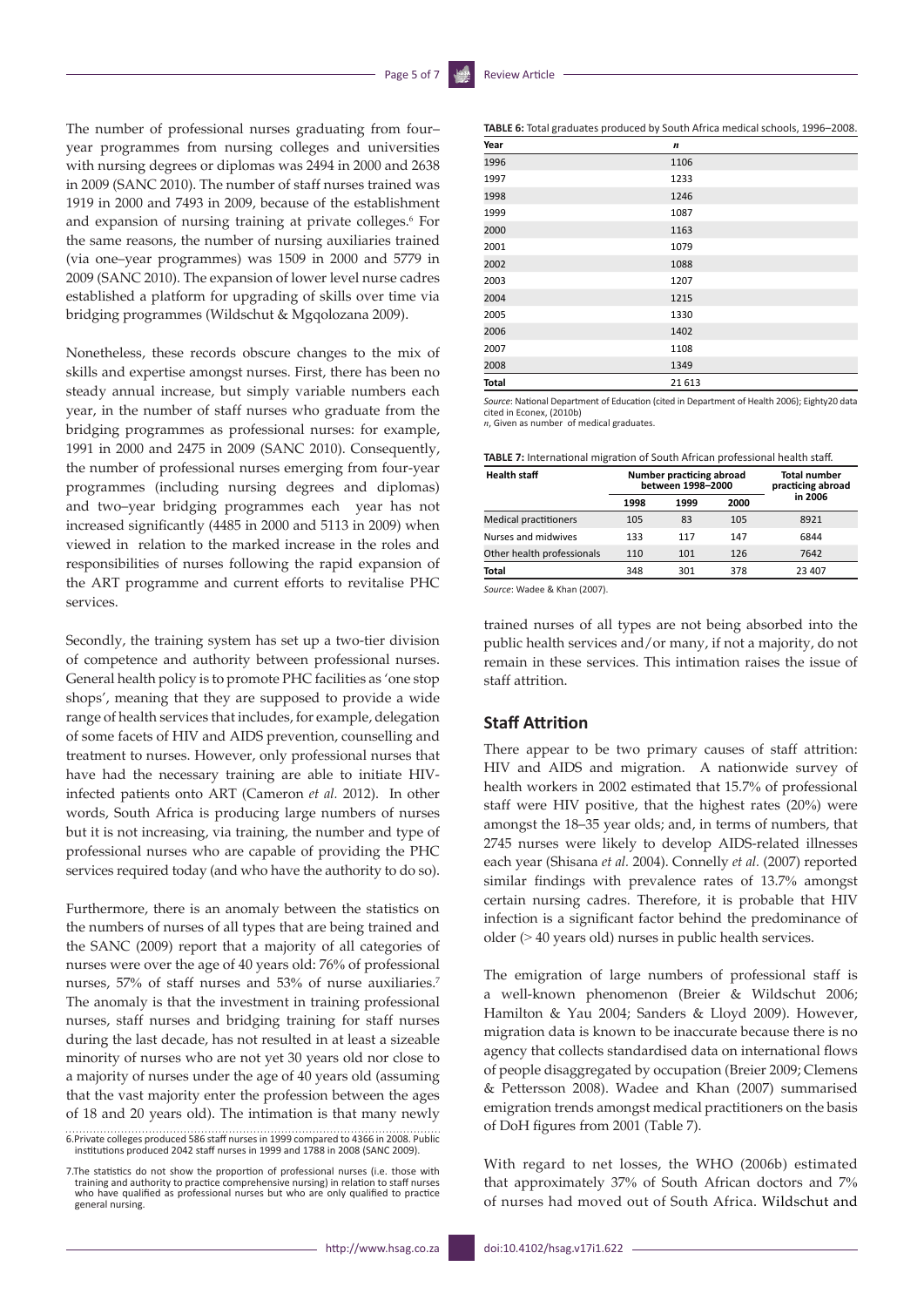The number of professional nurses graduating from four–year programmes from nursing colleges and universities with nursing degrees or diplomas was 2494 in 2000 and 2638 in 2009 (SANC 2010). The number of staff nurses trained was 1919 in 2000 and 7493 in 2009, because of the establishment and expansion of nursing training at private colleges.[6] For the same reasons, the number of nursing auxiliaries trained (via one–year programmes) was 1509 in 2000 and 5779 in 2009 (SANC 2010). The expansion of lower level nurse cadres established a platform for upgrading of skills over time via bridging programmes (Wildschut & Mgqolozana 2009).

Nonetheless, these records obscure changes to the mix of skills and expertise amongst nurses. First, there has been no steady annual increase, but simply variable numbers each year, in the number of staff nurses who graduate from the bridging programmes as professional nurses: for example, 1991 in 2000 and 2475 in 2009 (SANC 2010). Consequently, the number of professional nurses emerging from four-year programmes (including nursing degrees and diplomas) and two–year bridging programmes each year has not increased significantly (4485 in 2000 and 5113 in 2009) when viewed in relation to the marked increase in the roles and responsibilities of nurses following the rapid expansion of the ART programme and current efforts to revitalise PHC services.

Secondly, the training system has set up a two-tier division of competence and authority between professional nurses. General health policy is to promote PHC facilities as 'one stop shops', meaning that they are supposed to provide a wide range of health services that includes, for example, delegation of some facets of HIV and AIDS prevention, counselling and treatment to nurses. However, only professional nurses that have had the necessary training are able to initiate HIV-infected patients onto ART (Cameron *et al.* 2012). In other words, South Africa is producing large numbers of nurses but it is not increasing, via training, the number and type of professional nurses who are capable of providing the PHC services required today (and who have the authority to do so).

Furthermore, there is an anomaly between the statistics on the numbers of nurses of all types that are being trained and the SANC (2009) report that a majority of all categories of nurses were over the age of 40 years old: 76% of professional nurses, 57% of staff nurses and 53% of nurse auxiliaries.[7] The anomaly is that the investment in training professional nurses, staff nurses and bridging training for staff nurses during the last decade, has not resulted in at least a sizeable minority of nurses who are not yet 30 years old nor close to a majority of nurses under the age of 40 years old (assuming that the vast majority enter the profession between the ages of 18 and 20 years old). The intimation is that many newly trained nurses of all types are not being absorbed into the public health services and/or many, if not a majority, do not remain in these services. This intimation raises the issue of staff attrition.

**TABLE 6:** Total graduates produced by South Africa medical schools, 1996–2008.

| Year | *n* |
|---|---|
| 1996 | 1106 |
| 1997 | 1233 |
| 1998 | 1246 |
| 1999 | 1087 |
| 2000 | 1163 |
| 2001 | 1079 |
| 2002 | 1088 |
| 2003 | 1207 |
| 2004 | 1215 |
| 2005 | 1330 |
| 2006 | 1402 |
| 2007 | 1108 |
| 2008 | 1349 |
| **Total** | 21 613 |

*Source*: National Department of Education (cited in Department of Health 2006); Eighty20 data cited in Econex, (2010b)
*n*, Given as number of medical graduates.

**TABLE 7:** International migration of South African professional health staff.

| Health staff | Number practicing abroad between 1998–2000 | | | Total number practicing abroad in 2006 |
|---|---|---|---|---|
| | 1998 | 1999 | 2000 | |
| Medical practitioners | 105 | 83 | 105 | 8921 |
| Nurses and midwives | 133 | 117 | 147 | 6844 |
| Other health professionals | 110 | 101 | 126 | 7642 |
| **Total** | 348 | 301 | 378 | 23 407 |

*Source*: Wadee & Khan (2007).

## Staff Attrition

There appear to be two primary causes of staff attrition: HIV and AIDS and migration. A nationwide survey of health workers in 2002 estimated that 15.7% of professional staff were HIV positive, that the highest rates (20%) were amongst the 18–35 year olds; and, in terms of numbers, that 2745 nurses were likely to develop AIDS-related illnesses each year (Shisana *et al.* 2004). Connelly *et al.* (2007) reported similar findings with prevalence rates of 13.7% amongst certain nursing cadres. Therefore, it is probable that HIV infection is a significant factor behind the predominance of older (> 40 years old) nurses in public health services.

The emigration of large numbers of professional staff is a well-known phenomenon (Breier & Wildschut 2006; Hamilton & Yau 2004; Sanders & Lloyd 2009). However, migration data is known to be inaccurate because there is no agency that collects standardised data on international flows of people disaggregated by occupation (Breier 2009; Clemens & Pettersson 2008). Wadee and Khan (2007) summarised emigration trends amongst medical practitioners on the basis of DoH figures from 2001 (Table 7).

With regard to net losses, the WHO (2006b) estimated that approximately 37% of South African doctors and 7% of nurses had moved out of South Africa. Wildschut and

6.Private colleges produced 586 staff nurses in 1999 compared to 4366 in 2008. Public institutions produced 2042 staff nurses in 1999 and 1788 in 2008 (SANC 2009).

7.The statistics do not show the proportion of professional nurses (i.e. those with training and authority to practice comprehensive nursing) in relation to staff nurses who have qualified as professional nurses but who are only qualified to practice general nursing.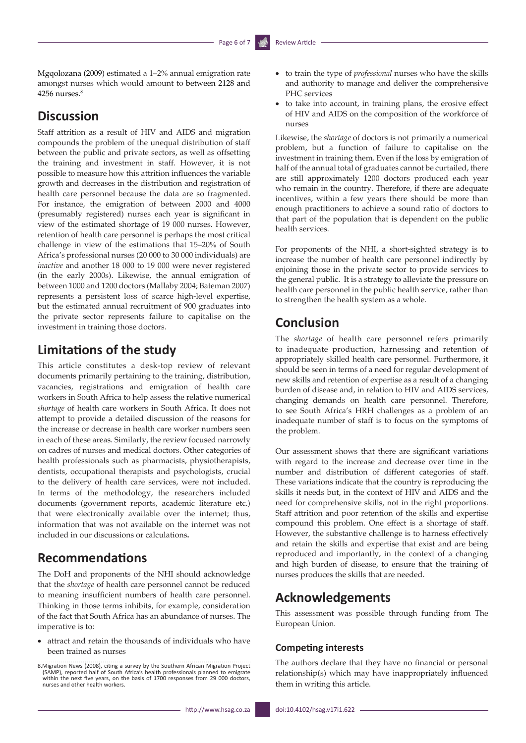Mgqolozana (2009) estimated a 1–2% annual emigration rate amongst nurses which would amount to between 2128 and 4256 nurses.[8]

## Discussion

Staff attrition as a result of HIV and AIDS and migration compounds the problem of the unequal distribution of staff between the public and private sectors, as well as offsetting the training and investment in staff. However, it is not possible to measure how this attrition influences the variable growth and decreases in the distribution and registration of health care personnel because the data are so fragmented. For instance, the emigration of between 2000 and 4000 (presumably registered) nurses each year is significant in view of the estimated shortage of 19 000 nurses. However, retention of health care personnel is perhaps the most critical challenge in view of the estimations that 15–20% of South Africa's professional nurses (20 000 to 30 000 individuals) are *inactive* and another 18 000 to 19 000 were never registered (in the early 2000s). Likewise, the annual emigration of between 1000 and 1200 doctors (Mallaby 2004; Bateman 2007) represents a persistent loss of scarce high-level expertise, but the estimated annual recruitment of 900 graduates into the private sector represents failure to capitalise on the investment in training those doctors.

## Limitations of the study

This article constitutes a desk-top review of relevant documents primarily pertaining to the training, distribution, vacancies, registrations and emigration of health care workers in South Africa to help assess the relative numerical *shortage* of health care workers in South Africa. It does not attempt to provide a detailed discussion of the reasons for the increase or decrease in health care worker numbers seen in each of these areas. Similarly, the review focused narrowly on cadres of nurses and medical doctors. Other categories of health professionals such as pharmacists, physiotherapists, dentists, occupational therapists and psychologists, crucial to the delivery of health care services, were not included. In terms of the methodology, the researchers included documents (government reports, academic literature etc.) that were electronically available over the internet; thus, information that was not available on the internet was not included in our discussions or calculations**.**

## Recommendations

The DoH and proponents of the NHI should acknowledge that the *shortage* of health care personnel cannot be reduced to meaning insufficient numbers of health care personnel. Thinking in those terms inhibits, for example, consideration of the fact that South Africa has an abundance of nurses. The imperative is to:

- attract and retain the thousands of individuals who have been trained as nurses
- to train the type of *professional* nurses who have the skills and authority to manage and deliver the comprehensive PHC services
- to take into account, in training plans, the erosive effect of HIV and AIDS on the composition of the workforce of nurses

Likewise, the *shortage* of doctors is not primarily a numerical problem, but a function of failure to capitalise on the investment in training them. Even if the loss by emigration of half of the annual total of graduates cannot be curtailed, there are still approximately 1200 doctors produced each year who remain in the country. Therefore, if there are adequate incentives, within a few years there should be more than enough practitioners to achieve a sound ratio of doctors to that part of the population that is dependent on the public health services.

For proponents of the NHI, a short-sighted strategy is to increase the number of health care personnel indirectly by enjoining those in the private sector to provide services to the general public. It is a strategy to alleviate the pressure on health care personnel in the public health service, rather than to strengthen the health system as a whole.

## Conclusion

The *shortage* of health care personnel refers primarily to inadequate production, harnessing and retention of appropriately skilled health care personnel. Furthermore, it should be seen in terms of a need for regular development of new skills and retention of expertise as a result of a changing burden of disease and, in relation to HIV and AIDS services, changing demands on health care personnel. Therefore, to see South Africa's HRH challenges as a problem of an inadequate number of staff is to focus on the symptoms of the problem.

Our assessment shows that there are significant variations with regard to the increase and decrease over time in the number and distribution of different categories of staff. These variations indicate that the country is reproducing the skills it needs but, in the context of HIV and AIDS and the need for comprehensive skills, not in the right proportions. Staff attrition and poor retention of the skills and expertise compound this problem. One effect is a shortage of staff. However, the substantive challenge is to harness effectively and retain the skills and expertise that exist and are being reproduced and importantly, in the context of a changing and high burden of disease, to ensure that the training of nurses produces the skills that are needed.

## Acknowledgements

This assessment was possible through funding from The European Union.

### Competing interests

The authors declare that they have no financial or personal relationship(s) which may have inappropriately influenced them in writing this article.

8.Migration News (2008), citing a survey by the Southern African Migration Project (SAMP), reported half of South Africa's health professionals planned to emigrate within the next five years, on the basis of 1700 responses from 29 000 doctors, nurses and other health workers.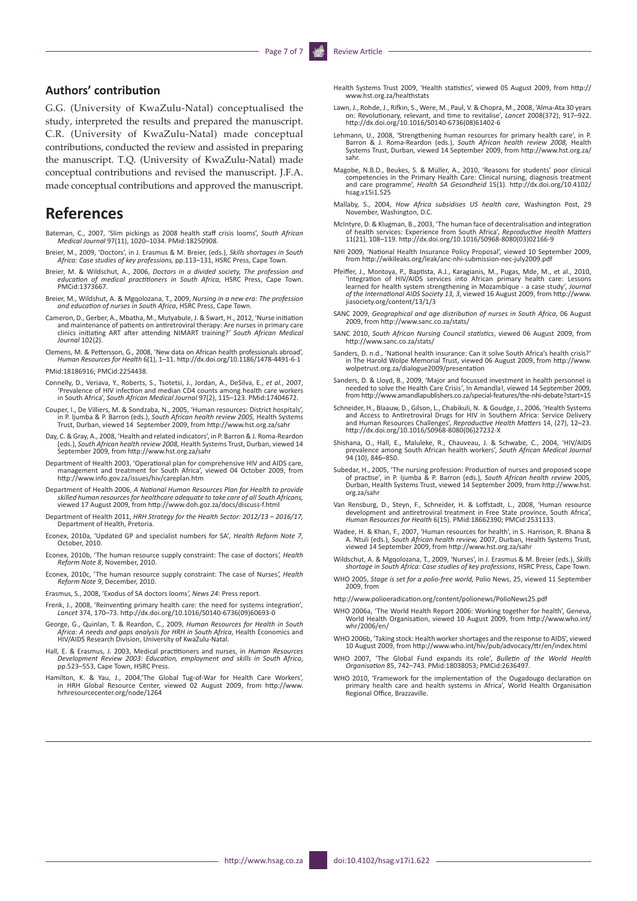## Authors' contribution

G.G. (University of KwaZulu-Natal) conceptualised the study, interpreted the results and prepared the manuscript. C.R. (University of KwaZulu-Natal) made conceptual contributions, conducted the review and assisted in preparing the manuscript. T.Q. (University of KwaZulu-Natal) made conceptual contributions and revised the manuscript. J.F.A. made conceptual contributions and approved the manuscript.

# References

Bateman, C., 2007, 'Slim pickings as 2008 health staff crisis looms', *South African Medical Journal* 97(11), 1020–1034. PMid:18250908.

Breier, M., 2009, 'Doctors', in J. Erasmus & M. Breier, (eds.), *Skills shortages in South Africa: Case studies of key professions,* pp.113–131, HSRC Press, Cape Town.

Breier, M. & Wildschut, A., 2006, *Doctors in a divided society, The profession and education of medical practitioners in South Africa,* HSRC Press, Cape Town. PMCid:1373667.

Breier, M., Wildshut, A. & Mgqolozana, T., 2009, *Nursing in a new era: The profession and education of nurses in South Africa*, HSRC Press, Cape Town.

Cameron, D., Gerber, A., Mbatha, M., Mutyabule, J. & Swart, H., 2012, 'Nurse initiation and maintenance of patients on antiretroviral therapy: Are nurses in primary care clinics initiating ART after attending NIMART training?' *South African Medical Journal* 102(2).

Clemens, M. & Pettersson, G., 2008, 'New data on African health professionals abroad', *Human Resources for Health* 6(1), 1–11. http://dx.doi.org/10.1186/1478-4491-6-1

PMid:18186916; PMCid:2254438.

Connelly, D., Veriava, Y., Roberts, S., Tsotetsi, J., Jordan, A., DeSilva, E., *et al.*, 2007, 'Prevalence of HIV infection and median CD4 counts among health care workers in South Africa', *South African Medical Journal* 97(2), 115–123. PMid:17404672.

Couper, I., De Villiers, M. & Sondzaba, N., 2005, 'Human resources: District hospitals', in P. Ijumba & P. Barron (eds.), *South African health review 2005,* Health Systems Trust, Durban, viewed 14 September 2009, from http://www.hst.org.za/sahr

Day, C. & Gray, A., 2008, 'Health and related indicators', in P. Barron & J. Roma-Reardon (eds.), *South African health review 2008,* Health Systems Trust, Durban, viewed 14 September 2009, from http://www.hst.org.za/sahr

Department of Health 2003, 'Operational plan for comprehensive HIV and AIDS care, management and treatment for South Africa', viewed 04 October 2009, from http://www.info.gov.za/issues/hiv/careplan.htm

Department of Health 2006, *A National Human Resources Plan for Health to provide skilled human resources for healthcare adequate to take care of all South Africans,* viewed 17 August 2009, from http://www.doh.goz.za/docs/discuss-f.html

Department of Health 2011, *HRH Strategy for the Health Sector: 2012/13 – 2016/17,* Department of Health, Pretoria.

Econex, 2010a, 'Updated GP and specialist numbers for SA', *Health Reform Note 7*, October, 2010.

Econex, 2010b, 'The human resource supply constraint: The case of doctors', *Health Reform Note 8*, November, 2010.

Econex, 2010c, 'The human resource supply constraint: The case of Nurses', *Health Reform Note 9*, December, 2010.

Erasmus, S., 2008, 'Exodus of SA doctors looms', *News 24*: Press report.

Frenk, J., 2008, 'Reinventing primary health care: the need for systems integration', *Lancet* 374, 170–73. http://dx.doi.org/10.1016/S0140-6736(09)60693-0

George, G., Quinlan, T. & Reardon, C., 2009, *Human Resources for Health in South Africa: A needs and gaps analysis for HRH in South Africa*, Health Economics and HIV/AIDS Research Division, University of KwaZulu-Natal.

Hall, E. & Erasmus, J. 2003, Medical practitioners and nurses, in *Human Resources Development Review 2003: Education, employment and skills in South Africa*, pp.523–553, Cape Town, HSRC Press.

Hamilton, K. & Yau, J., 2004,'The Global Tug-of-War for Health Care Workers', in HRH Global Resource Center, viewed 02 August 2009, from http://www.hrhresourcecenter.org/node/1264

Health Systems Trust 2009, 'Health statistics', viewed 05 August 2009, from http://www.hst.org.za/healthstats

Lawn, J., Rohde, J., Rifkin, S., Were, M., Paul, V. & Chopra, M., 2008, 'Alma-Ata 30 years on: Revolutionary, relevant, and time to revitalise', *Lancet* 2008(372), 917–922. http://dx.doi.org/10.1016/S0140-6736(08)61402-6

Lehmann, U., 2008, 'Strengthening human resources for primary health care', in P. Barron & J. Roma-Reardon (eds.), *South African health review 2008,* Health Systems Trust, Durban, viewed 14 September 2009, from http://www.hst.org.za/sahr.

Magobe, N.B.D., Beukes, S. & Müller, A., 2010, 'Reasons for students' poor clinical competencies in the Primary Health Care: Clinical nursing, diagnosis treatment and care programme', *Health SA Gesondheid* 15(1). http://dx.doi.org/10.4102/hsag.v15i1.525

Mallaby, S., 2004, *How Africa subsidises US health care,* Washington Post, 29 November, Washington, D.C.

McIntyre, D. & Klugman, B., 2003, 'The human face of decentralisation and integration of health services: Experience from South Africa', *Reproductive Health Matters* 11(21), 108–119. http://dx.doi.org/10.1016/S0968-8080(03)02166-9

NHI 2009, 'National Health Insurance Policy Proposal', viewed 10 September 2009, from http://wikileaks.org/leak/anc-nhi-submission-nec-july2009.pdf

Pfeiffer, J., Montoya, P., Baptista, A.J., Karagianis, M., Pugas, Mde, M., et al., 2010, 'Integration of HIV/AIDS services into African primary health care: Lessons learned for health system strengthening in Mozambique - a case study', *Journal of the International AIDS Society 13, 3*, viewed 16 August 2009, from http://www.jiasociety.org/content/13/1/3

SANC 2009, *Geographical and age distribution of nurses in South Africa*, 06 August 2009, from http://www.sanc.co.za/stats/

SANC 2010, *South African Nursing Council statistics*, viewed 06 August 2009, from http://www.sanc.co.za/stats/

Sanders, D. n.d., 'National health insurance: Can it solve South Africa's health crisis?' in The Harold Wolpe Memorial Trust, viewed 06 August 2009, from http://www.wolpetrust.org.za/dialogue2009/presentation

Sanders, D. & Lloyd, B., 2009, 'Major and focussed investment in health personnel is needed to solve the Health Care Crisis', In Amandla!, viewed 14 September 2009, from http://www.amandlapublishers.co.za/special-features/the-nhi-debate?start=15

Schneider, H., Blaauw, D., Gilson, L., Chabikuli, N. & Goudge, J., 2006, 'Health Systems and Access to Antiretroviral Drugs for HIV in Southern Africa: Service Delivery and Human Resources Challenges', *Reproductive Health Matters* 14, (27), 12–23. http://dx.doi.org/10.1016/S0968-8080(06)27232-X

Shishana, O., Hall, E., Maluleke, R., Chauveau, J. & Schwabe, C., 2004, 'HIV/AIDS prevalence among South African health workers', *South African Medical Journal* 94 (10), 846–850.

Subedar, H., 2005, 'The nursing profession: Production of nurses and proposed scope of practise', in P. Ijumba & P. Barron (eds.), *South African health review* 2005, Durban, Health Systems Trust, viewed 14 September 2009, from http://www.hst.org.za/sahr

Van Rensburg, D., Steyn, F., Schneider, H. & Loffstadt, L., 2008, 'Human resource development and antiretroviral treatment in Free State province, South Africa', *Human Resources for Health* 6(15). PMid:18662390; PMCid:2531133.

Wadee, H. & Khan, F., 2007, 'Human resources for health', in S. Harrison, R. Bhana & A. Ntuli (eds.), *South African health review,* 2007, Durban, Health Systems Trust, viewed 14 September 2009, from http://www.hst.org.za/sahr

Wildschut, A. & Mgqolozana, T., 2009, 'Nurses', in J. Erasmus & M. Breier (eds.), *Skills shortage in South Africa: Case studies of key professions*, HSRC Press, Cape Town.

WHO 2005, *Stage is set for a polio-free world,* Polio News, 25, viewed 11 September 2009, from

http://www.polioeradication.org/content/polionews/PolioNews25.pdf

WHO 2006a, 'The World Health Report 2006: Working together for health', Geneva, World Health Organisation, viewed 10 August 2009, from http://www.who.int/whr/2006/en/

WHO 2006b, 'Taking stock: Health worker shortages and the response to AIDS', viewed 10 August 2009, from http://www.who.int/hiv/pub/advocacy/ttr/en/index.html

WHO 2007, 'The Global Fund expands its role', *Bulletin of the World Health Organisation* 85, 742–743. PMid:18038053; PMCid:2636497.

WHO 2010, 'Framework for the implementation of the Ougadougo declaration on primary health care and health systems in Africa', World Health Organisation Regional Office, Brazzaville.